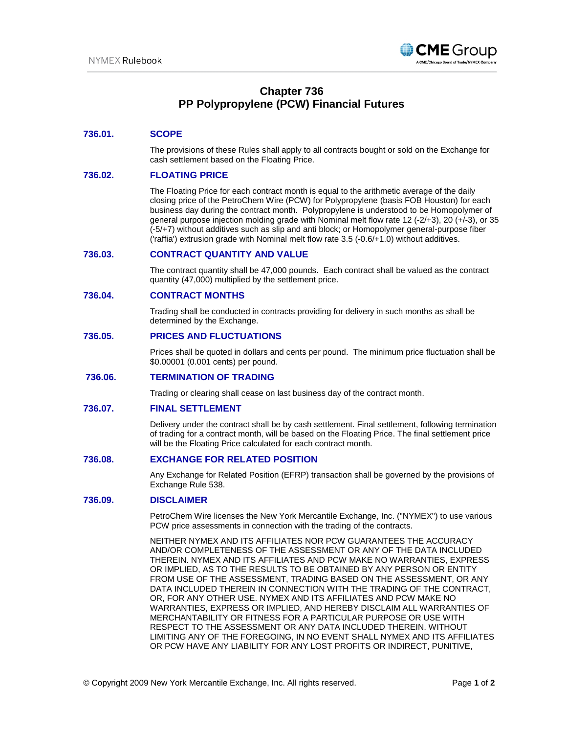# Chapter 736
# PP Polypropylene (PCW) Financial Futures

## 736.01. SCOPE

The provisions of these Rules shall apply to all contracts bought or sold on the Exchange for cash settlement based on the Floating Price.

## 736.02. FLOATING PRICE

The Floating Price for each contract month is equal to the arithmetic average of the daily closing price of the PetroChem Wire (PCW) for Polypropylene (basis FOB Houston) for each business day during the contract month. Polypropylene is understood to be Homopolymer of general purpose injection molding grade with Nominal melt flow rate 12 (-2/+3), 20 (+/-3), or 35 (-5/+7) without additives such as slip and anti block; or Homopolymer general-purpose fiber ('raffia') extrusion grade with Nominal melt flow rate 3.5 (-0.6/+1.0) without additives.

## 736.03. CONTRACT QUANTITY AND VALUE

The contract quantity shall be 47,000 pounds. Each contract shall be valued as the contract quantity (47,000) multiplied by the settlement price.

## 736.04. CONTRACT MONTHS

Trading shall be conducted in contracts providing for delivery in such months as shall be determined by the Exchange.

## 736.05. PRICES AND FLUCTUATIONS

Prices shall be quoted in dollars and cents per pound. The minimum price fluctuation shall be $0.00001 (0.001 cents) per pound.

## 736.06. TERMINATION OF TRADING

Trading or clearing shall cease on last business day of the contract month.

## 736.07. FINAL SETTLEMENT

Delivery under the contract shall be by cash settlement. Final settlement, following termination of trading for a contract month, will be based on the Floating Price. The final settlement price will be the Floating Price calculated for each contract month.

## 736.08. EXCHANGE FOR RELATED POSITION

Any Exchange for Related Position (EFRP) transaction shall be governed by the provisions of Exchange Rule 538.

## 736.09. DISCLAIMER

PetroChem Wire licenses the New York Mercantile Exchange, Inc. ("NYMEX") to use various PCW price assessments in connection with the trading of the contracts.

NEITHER NYMEX AND ITS AFFILIATES NOR PCW GUARANTEES THE ACCURACY AND/OR COMPLETENESS OF THE ASSESSMENT OR ANY OF THE DATA INCLUDED THEREIN. NYMEX AND ITS AFFILIATES AND PCW MAKE NO WARRANTIES, EXPRESS OR IMPLIED, AS TO THE RESULTS TO BE OBTAINED BY ANY PERSON OR ENTITY FROM USE OF THE ASSESSMENT, TRADING BASED ON THE ASSESSMENT, OR ANY DATA INCLUDED THEREIN IN CONNECTION WITH THE TRADING OF THE CONTRACT, OR, FOR ANY OTHER USE. NYMEX AND ITS AFFILIATES AND PCW MAKE NO WARRANTIES, EXPRESS OR IMPLIED, AND HEREBY DISCLAIM ALL WARRANTIES OF MERCHANTABILITY OR FITNESS FOR A PARTICULAR PURPOSE OR USE WITH RESPECT TO THE ASSESSMENT OR ANY DATA INCLUDED THEREIN. WITHOUT LIMITING ANY OF THE FOREGOING, IN NO EVENT SHALL NYMEX AND ITS AFFILIATES OR PCW HAVE ANY LIABILITY FOR ANY LOST PROFITS OR INDIRECT, PUNITIVE,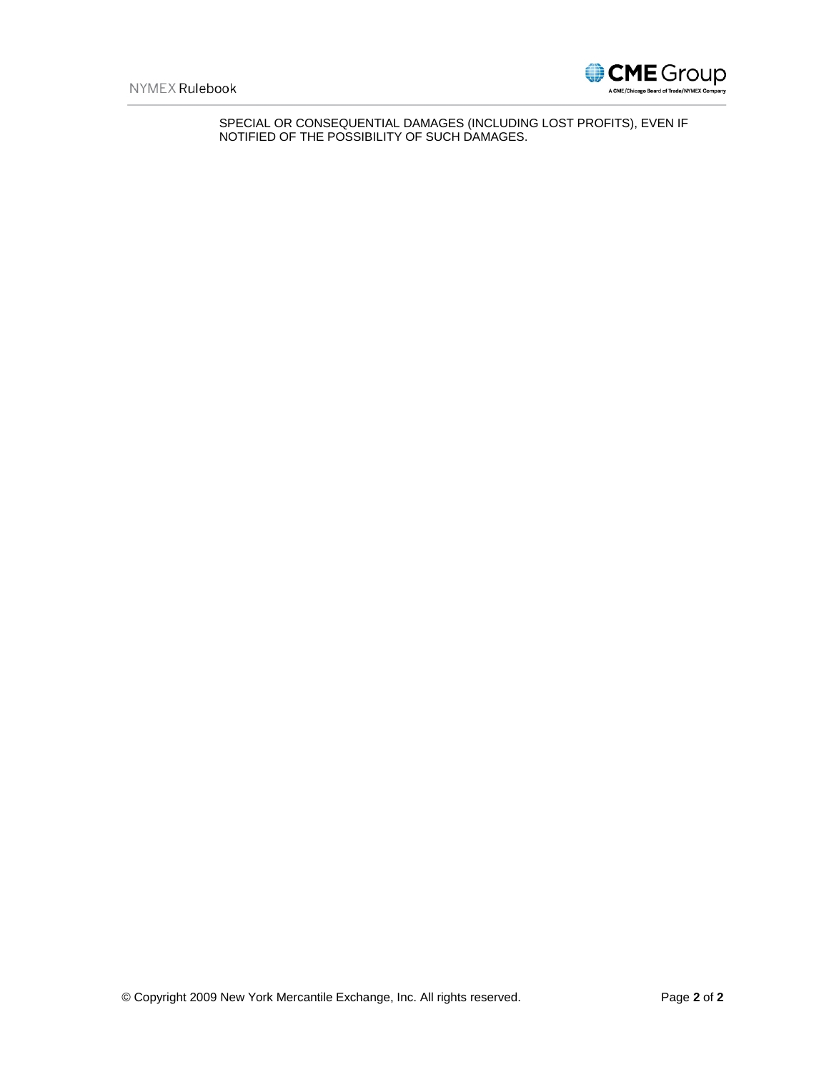SPECIAL OR CONSEQUENTIAL DAMAGES (INCLUDING LOST PROFITS), EVEN IF NOTIFIED OF THE POSSIBILITY OF SUCH DAMAGES.